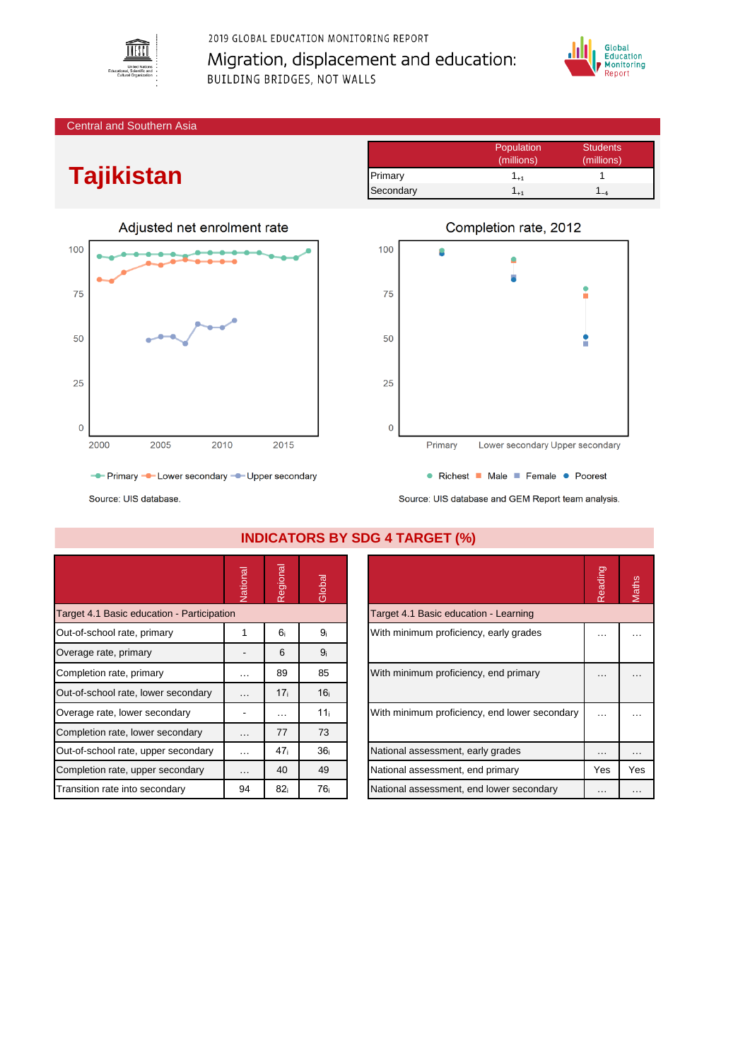2019 GLOBAL EDUCATION MONITORING REPORT

Migration, displacement and education:

BUILDING BRIDGES, NOT WALLS

Central and Southern Asia

# Tajikistan

| | Population (millions) | Students (millions) |
|---|---|---|
| Primary | $1_{+1}$ | 1 |
| Secondary | $1_{+1}$ | $1_{-4}$ |

Adjusted net enrolment rate

100
75
50
25
0
2000 2005 2010 2015

Primary  Lower secondary  Upper secondary

Source: UIS database.

Completion rate, 2012

100
75
50
25
0
Primary  Lower secondary  Upper secondary

Richest  Male  Female  Poorest

Source: UIS database and GEM Report team analysis.

## INDICATORS BY SDG 4 TARGET (%)

| | National | Regional | Global |
|---|---|---|---|
| Target 4.1 Basic education - Participation | | | |
| Out-of-school rate, primary | 1 | $6_i$ | $9_i$ |
| Overage rate, primary | - | 6 | $9_i$ |
| Completion rate, primary | … | 89 | 85 |
| Out-of-school rate, lower secondary | … | $17_i$ | $16_i$ |
| Overage rate, lower secondary | - | … | $11_i$ |
| Completion rate, lower secondary | … | 77 | 73 |
| Out-of-school rate, upper secondary | … | $47_i$ | $36_i$ |
| Completion rate, upper secondary | … | 40 | 49 |
| Transition rate into secondary | 94 | $82_i$ | $76_i$ |

| | Reading | Maths |
|---|---|---|
| Target 4.1 Basic education - Learning | | |
| With minimum proficiency, early grades | … | … |
| With minimum proficiency, end primary | … | … |
| With minimum proficiency, end lower secondary | … | … |
| National assessment, early grades | … | … |
| National assessment, end primary | Yes | Yes |
| National assessment, end lower secondary | … | … |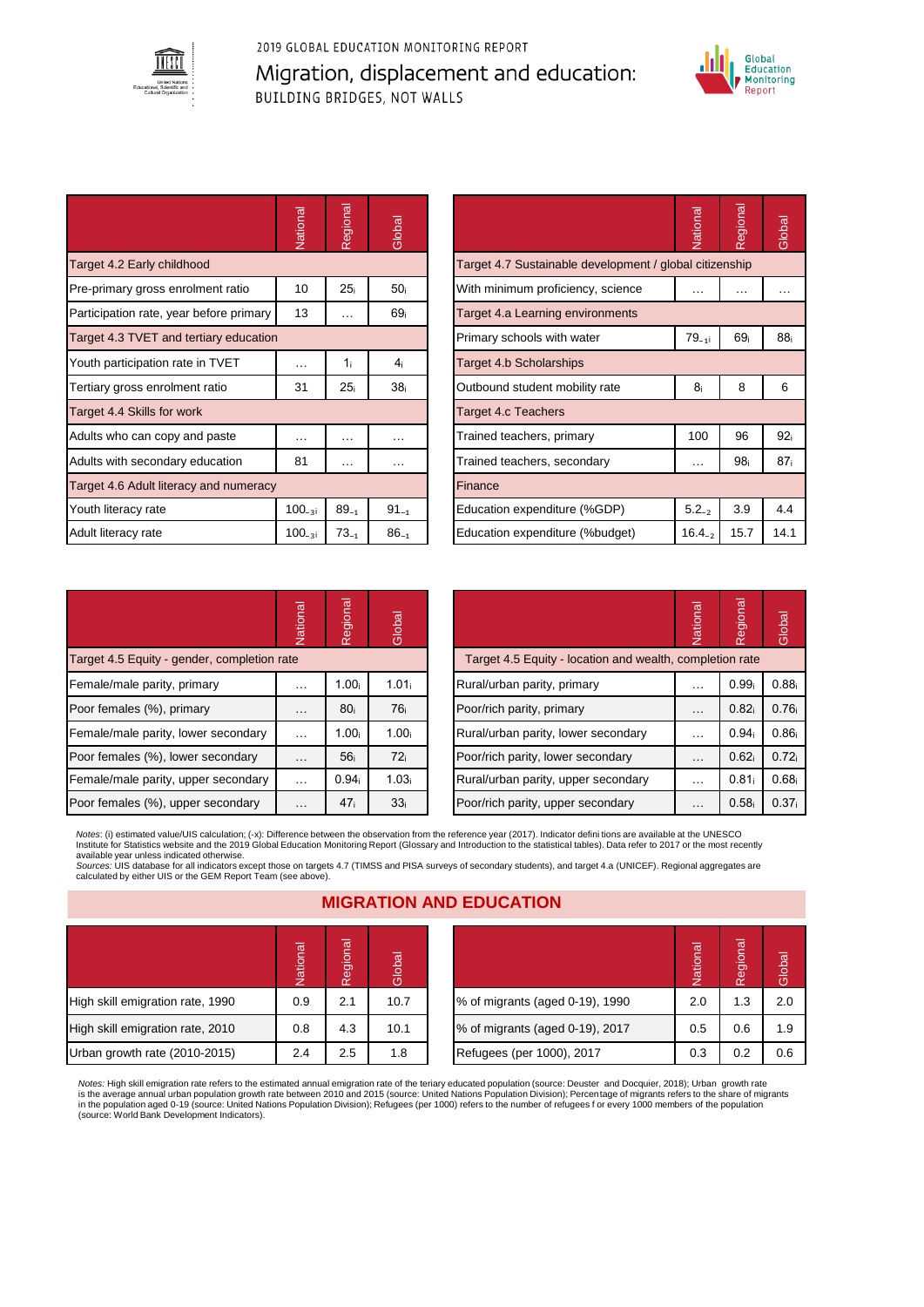# 2019 GLOBAL EDUCATION MONITORING REPORT

## Migration, displacement and education: BUILDING BRIDGES, NOT WALLS

| | National | Regional | Global |
|---|---|---|---|
| Target 4.2 Early childhood | | | |
| Pre-primary gross enrolment ratio | 10 | $25_i$ | $50_i$ |
| Participation rate, year before primary | 13 | … | $69_i$ |
| Target 4.3 TVET and tertiary education | | | |
| Youth participation rate in TVET | … | $1_i$ | $4_i$ |
| Tertiary gross enrolment ratio | 31 | $25_i$ | $38_i$ |
| Target 4.4 Skills for work | | | |
| Adults who can copy and paste | … | … | … |
| Adults with secondary education | 81 | … | … |
| Target 4.6 Adult literacy and numeracy | | | |
| Youth literacy rate | $100_{-3i}$ | $89_{-1}$ | $91_{-1}$ |
| Adult literacy rate | $100_{-3i}$ | $73_{-1}$ | $86_{-1}$ |

| | National | Regional | Global |
|---|---|---|---|
| Target 4.7 Sustainable development / global citizenship | | | |
| With minimum proficiency, science | … | … | … |
| Target 4.a Learning environments | | | |
| Primary schools with water | $79_{-1i}$ | $69_i$ | $88_i$ |
| Target 4.b Scholarships | | | |
| Outbound student mobility rate | $8_i$ | 8 | 6 |
| Target 4.c Teachers | | | |
| Trained teachers, primary | 100 | 96 | $92_i$ |
| Trained teachers, secondary | … | $98_i$ | $87_i$ |
| Finance | | | |
| Education expenditure (%GDP) | $5.2_{-2}$ | 3.9 | 4.4 |
| Education expenditure (%budget) | $16.4_{-2}$ | 15.7 | 14.1 |

| | National | Regional | Global |
|---|---|---|---|
| Target 4.5 Equity - gender, completion rate | | | |
| Female/male parity, primary | … | $1.00_i$ | $1.01_i$ |
| Poor females (%), primary | … | $80_i$ | $76_i$ |
| Female/male parity, lower secondary | … | $1.00_i$ | $1.00_i$ |
| Poor females (%), lower secondary | … | $56_i$ | $72_i$ |
| Female/male parity, upper secondary | … | $0.94_i$ | $1.03_i$ |
| Poor females (%), upper secondary | … | $47_i$ | $33_i$ |

| | National | Regional | Global |
|---|---|---|---|
| Target 4.5 Equity - location and wealth, completion rate | | | |
| Rural/urban parity, primary | … | $0.99_i$ | $0.88_i$ |
| Poor/rich parity, primary | … | $0.82_i$ | $0.76_i$ |
| Rural/urban parity, lower secondary | … | $0.94_i$ | $0.86_i$ |
| Poor/rich parity, lower secondary | … | $0.62_i$ | $0.72_i$ |
| Rural/urban parity, upper secondary | … | $0.81_i$ | $0.68_i$ |
| Poor/rich parity, upper secondary | … | $0.58_i$ | $0.37_i$ |

*Notes*: (i) estimated value/UIS calculation; (-x): Difference between the observation from the reference year (2017). Indicator definitions are available at the UNESCO Institute for Statistics website and the 2019 Global Education Monitoring Report (Glossary and Introduction to the statistical tables). Data refer to 2017 or the most recently available year unless indicated otherwise.
*Sources*: UIS database for all indicators except those on targets 4.7 (TIMSS and PISA surveys of secondary students), and target 4.a (UNICEF). Regional aggregates are calculated by either UIS or the GEM Report Team (see above).

## MIGRATION AND EDUCATION

| | National | Regional | Global |
|---|---|---|---|
| High skill emigration rate, 1990 | 0.9 | 2.1 | 10.7 |
| High skill emigration rate, 2010 | 0.8 | 4.3 | 10.1 |
| Urban growth rate (2010-2015) | 2.4 | 2.5 | 1.8 |

| | National | Regional | Global |
|---|---|---|---|
| % of migrants (aged 0-19), 1990 | 2.0 | 1.3 | 2.0 |
| % of migrants (aged 0-19), 2017 | 0.5 | 0.6 | 1.9 |
| Refugees (per 1000), 2017 | 0.3 | 0.2 | 0.6 |

*Notes*: High skill emigration rate refers to the estimated annual emigration rate of the teriary educated population (source: Deuster and Docquier, 2018); Urban growth rate is the average annual urban population growth rate between 2010 and 2015 (source: United Nations Population Division); Percentage of migrants refers to the share of migrants in the population aged 0-19 (source: United Nations Population Division); Refugees (per 1000) refers to the number of refugees f or every 1000 members of the population (source: World Bank Development Indicators).